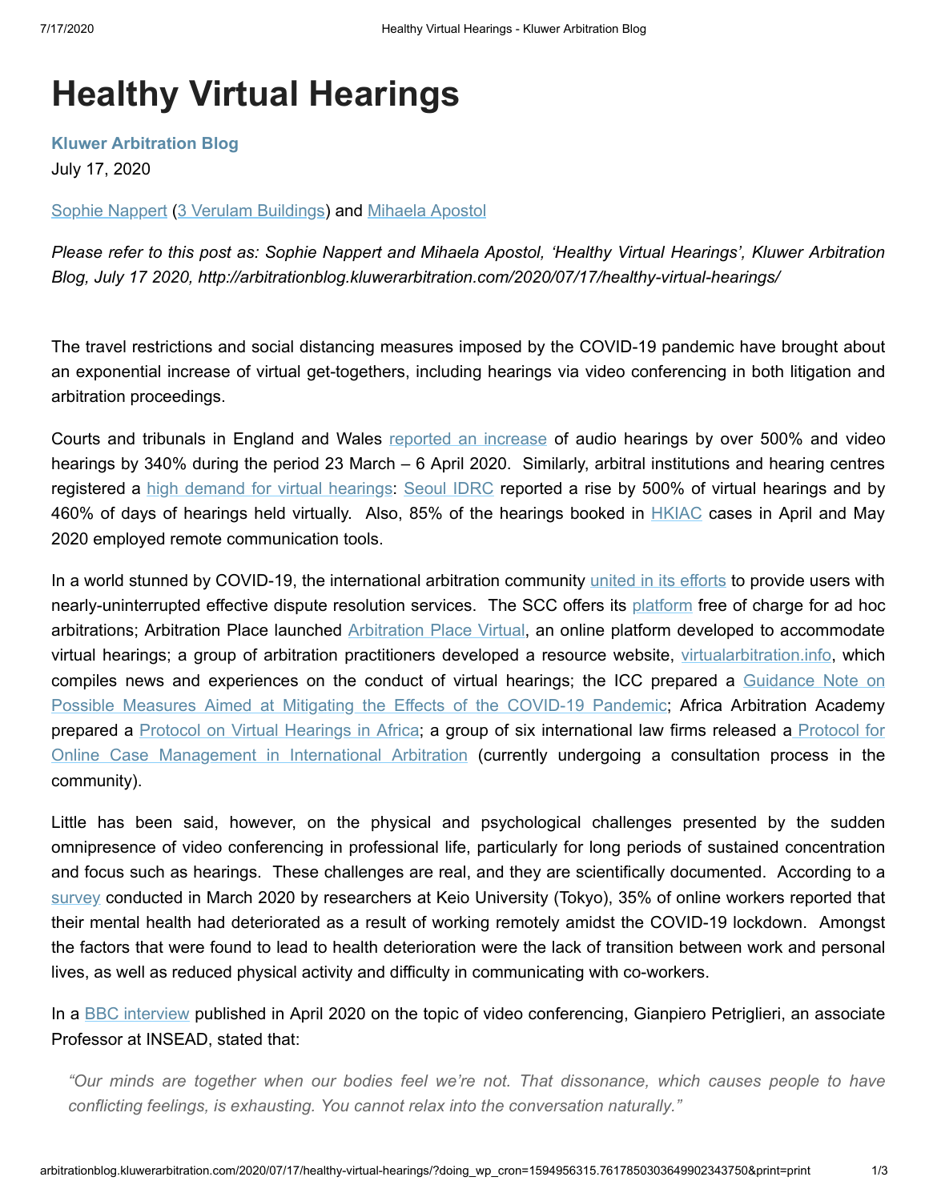# Healthy Virtual Hearings

**Kluwer Arbitration Blog**

July 17, 2020

Sophie Nappert (3 Verulam Buildings) and Mihaela Apostol

*Please refer to this post as: Sophie Nappert and Mihaela Apostol, 'Healthy Virtual Hearings', Kluwer Arbitration Blog, July 17 2020, http://arbitrationblog.kluwerarbitration.com/2020/07/17/healthy-virtual-hearings/*

The travel restrictions and social distancing measures imposed by the COVID-19 pandemic have brought about an exponential increase of virtual get-togethers, including hearings via video conferencing in both litigation and arbitration proceedings.

Courts and tribunals in England and Wales reported an increase of audio hearings by over 500% and video hearings by 340% during the period 23 March – 6 April 2020. Similarly, arbitral institutions and hearing centres registered a high demand for virtual hearings: Seoul IDRC reported a rise by 500% of virtual hearings and by 460% of days of hearings held virtually. Also, 85% of the hearings booked in HKIAC cases in April and May 2020 employed remote communication tools.

In a world stunned by COVID-19, the international arbitration community united in its efforts to provide users with nearly-uninterrupted effective dispute resolution services. The SCC offers its platform free of charge for ad hoc arbitrations; Arbitration Place launched Arbitration Place Virtual, an online platform developed to accommodate virtual hearings; a group of arbitration practitioners developed a resource website, virtualarbitration.info, which compiles news and experiences on the conduct of virtual hearings; the ICC prepared a Guidance Note on Possible Measures Aimed at Mitigating the Effects of the COVID-19 Pandemic; Africa Arbitration Academy prepared a Protocol on Virtual Hearings in Africa; a group of six international law firms released a Protocol for Online Case Management in International Arbitration (currently undergoing a consultation process in the community).

Little has been said, however, on the physical and psychological challenges presented by the sudden omnipresence of video conferencing in professional life, particularly for long periods of sustained concentration and focus such as hearings. These challenges are real, and they are scientifically documented. According to a survey conducted in March 2020 by researchers at Keio University (Tokyo), 35% of online workers reported that their mental health had deteriorated as a result of working remotely amidst the COVID-19 lockdown. Amongst the factors that were found to lead to health deterioration were the lack of transition between work and personal lives, as well as reduced physical activity and difficulty in communicating with co-workers.

In a BBC interview published in April 2020 on the topic of video conferencing, Gianpiero Petriglieri, an associate Professor at INSEAD, stated that:

> *"Our minds are together when our bodies feel we're not. That dissonance, which causes people to have conflicting feelings, is exhausting. You cannot relax into the conversation naturally."*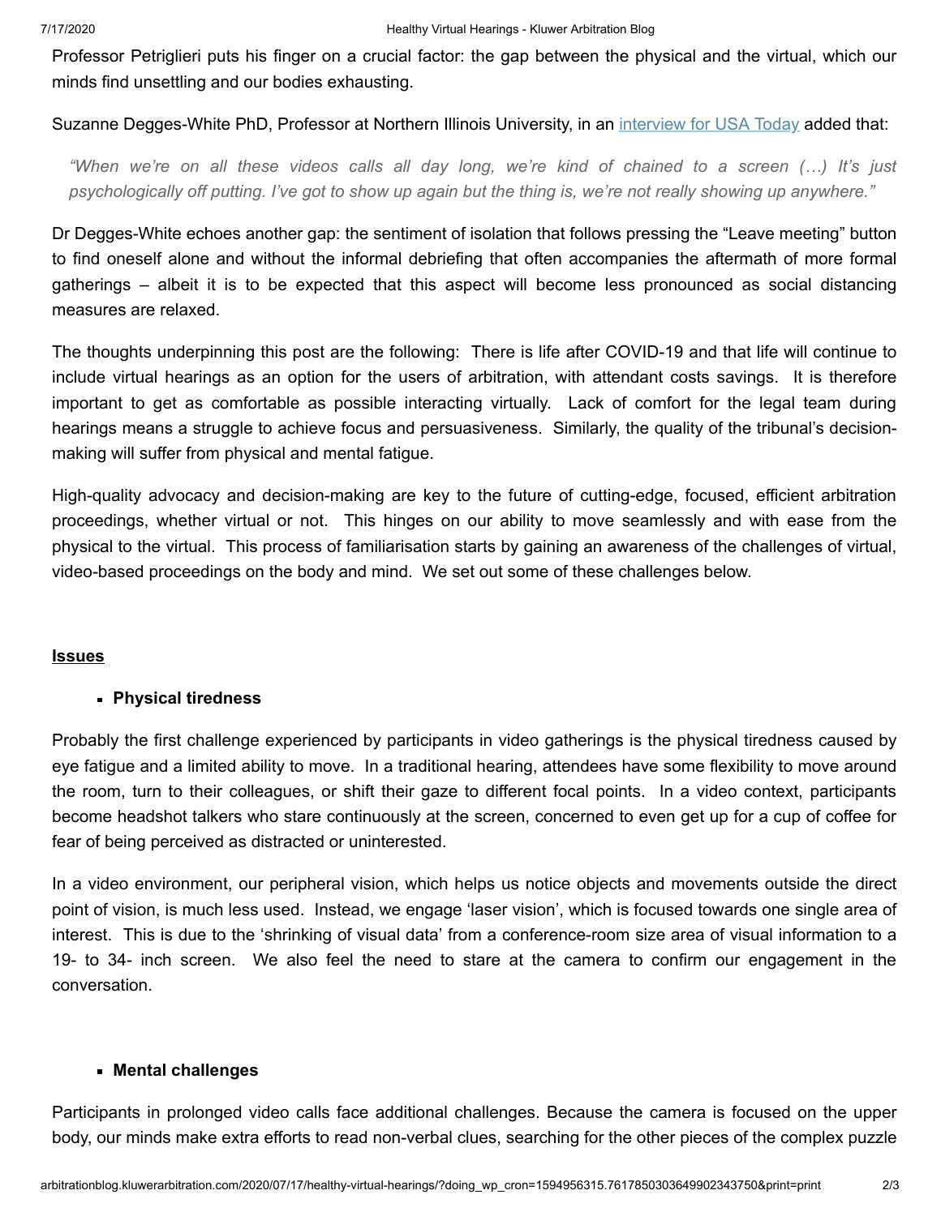Professor Petriglieri puts his finger on a crucial factor: the gap between the physical and the virtual, which our minds find unsettling and our bodies exhausting.

Suzanne Degges-White PhD, Professor at Northern Illinois University, in an [interview for USA Today](#) added that:

> *"When we're on all these videos calls all day long, we're kind of chained to a screen (…) It's just psychologically off putting. I've got to show up again but the thing is, we're not really showing up anywhere."*

Dr Degges-White echoes another gap: the sentiment of isolation that follows pressing the "Leave meeting" button to find oneself alone and without the informal debriefing that often accompanies the aftermath of more formal gatherings – albeit it is to be expected that this aspect will become less pronounced as social distancing measures are relaxed.

The thoughts underpinning this post are the following: There is life after COVID-19 and that life will continue to include virtual hearings as an option for the users of arbitration, with attendant costs savings. It is therefore important to get as comfortable as possible interacting virtually. Lack of comfort for the legal team during hearings means a struggle to achieve focus and persuasiveness. Similarly, the quality of the tribunal's decision-making will suffer from physical and mental fatigue.

High-quality advocacy and decision-making are key to the future of cutting-edge, focused, efficient arbitration proceedings, whether virtual or not. This hinges on our ability to move seamlessly and with ease from the physical to the virtual. This process of familiarisation starts by gaining an awareness of the challenges of virtual, video-based proceedings on the body and mind. We set out some of these challenges below.

## Issues

- **Physical tiredness**

Probably the first challenge experienced by participants in video gatherings is the physical tiredness caused by eye fatigue and a limited ability to move. In a traditional hearing, attendees have some flexibility to move around the room, turn to their colleagues, or shift their gaze to different focal points. In a video context, participants become headshot talkers who stare continuously at the screen, concerned to even get up for a cup of coffee for fear of being perceived as distracted or uninterested.

In a video environment, our peripheral vision, which helps us notice objects and movements outside the direct point of vision, is much less used. Instead, we engage 'laser vision', which is focused towards one single area of interest. This is due to the 'shrinking of visual data' from a conference-room size area of visual information to a 19- to 34- inch screen. We also feel the need to stare at the camera to confirm our engagement in the conversation.

- **Mental challenges**

Participants in prolonged video calls face additional challenges. Because the camera is focused on the upper body, our minds make extra efforts to read non-verbal clues, searching for the other pieces of the complex puzzle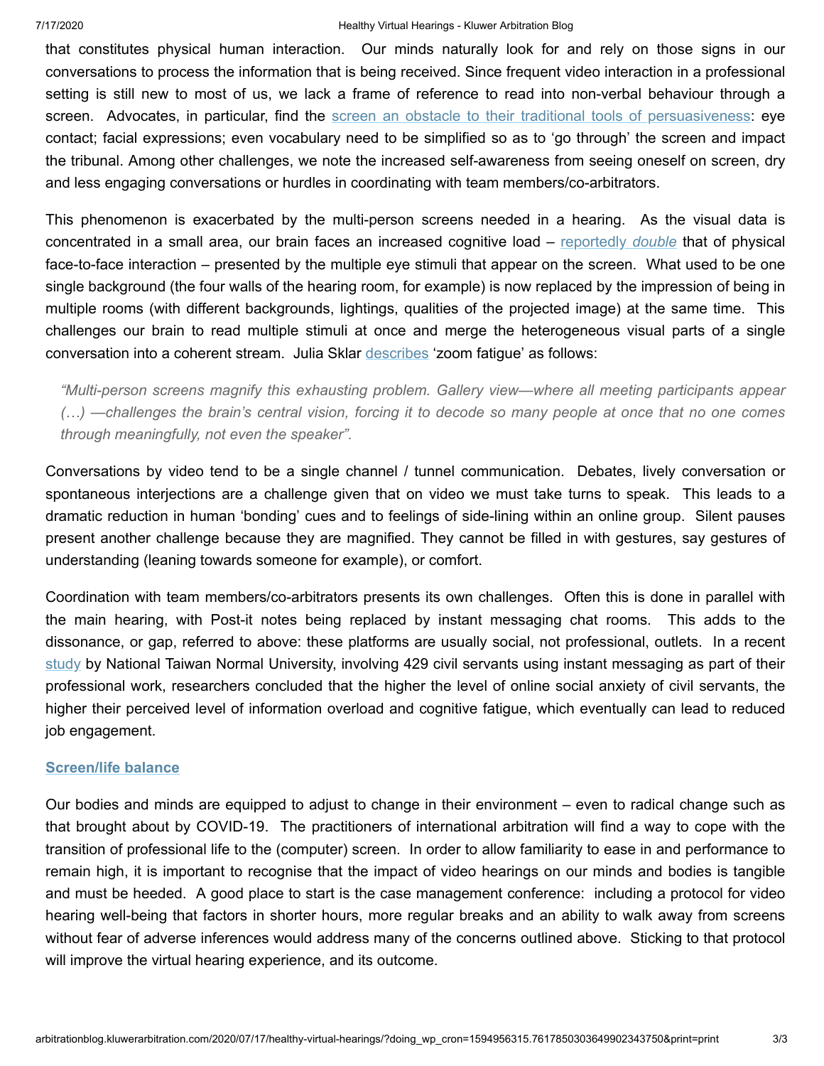that constitutes physical human interaction. Our minds naturally look for and rely on those signs in our conversations to process the information that is being received. Since frequent video interaction in a professional setting is still new to most of us, we lack a frame of reference to read into non-verbal behaviour through a screen. Advocates, in particular, find the screen an obstacle to their traditional tools of persuasiveness: eye contact; facial expressions; even vocabulary need to be simplified so as to 'go through' the screen and impact the tribunal. Among other challenges, we note the increased self-awareness from seeing oneself on screen, dry and less engaging conversations or hurdles in coordinating with team members/co-arbitrators.

This phenomenon is exacerbated by the multi-person screens needed in a hearing. As the visual data is concentrated in a small area, our brain faces an increased cognitive load – reportedly *double* that of physical face-to-face interaction – presented by the multiple eye stimuli that appear on the screen. What used to be one single background (the four walls of the hearing room, for example) is now replaced by the impression of being in multiple rooms (with different backgrounds, lightings, qualities of the projected image) at the same time. This challenges our brain to read multiple stimuli at once and merge the heterogeneous visual parts of a single conversation into a coherent stream. Julia Sklar describes 'zoom fatigue' as follows:

> *"Multi-person screens magnify this exhausting problem. Gallery view—where all meeting participants appear (…) —challenges the brain's central vision, forcing it to decode so many people at once that no one comes through meaningfully, not even the speaker".*

Conversations by video tend to be a single channel / tunnel communication. Debates, lively conversation or spontaneous interjections are a challenge given that on video we must take turns to speak. This leads to a dramatic reduction in human 'bonding' cues and to feelings of side-lining within an online group. Silent pauses present another challenge because they are magnified. They cannot be filled in with gestures, say gestures of understanding (leaning towards someone for example), or comfort.

Coordination with team members/co-arbitrators presents its own challenges. Often this is done in parallel with the main hearing, with Post-it notes being replaced by instant messaging chat rooms. This adds to the dissonance, or gap, referred to above: these platforms are usually social, not professional, outlets. In a recent study by National Taiwan Normal University, involving 429 civil servants using instant messaging as part of their professional work, researchers concluded that the higher the level of online social anxiety of civil servants, the higher their perceived level of information overload and cognitive fatigue, which eventually can lead to reduced job engagement.

**Screen/life balance**

Our bodies and minds are equipped to adjust to change in their environment – even to radical change such as that brought about by COVID-19. The practitioners of international arbitration will find a way to cope with the transition of professional life to the (computer) screen. In order to allow familiarity to ease in and performance to remain high, it is important to recognise that the impact of video hearings on our minds and bodies is tangible and must be heeded. A good place to start is the case management conference: including a protocol for video hearing well-being that factors in shorter hours, more regular breaks and an ability to walk away from screens without fear of adverse inferences would address many of the concerns outlined above. Sticking to that protocol will improve the virtual hearing experience, and its outcome.